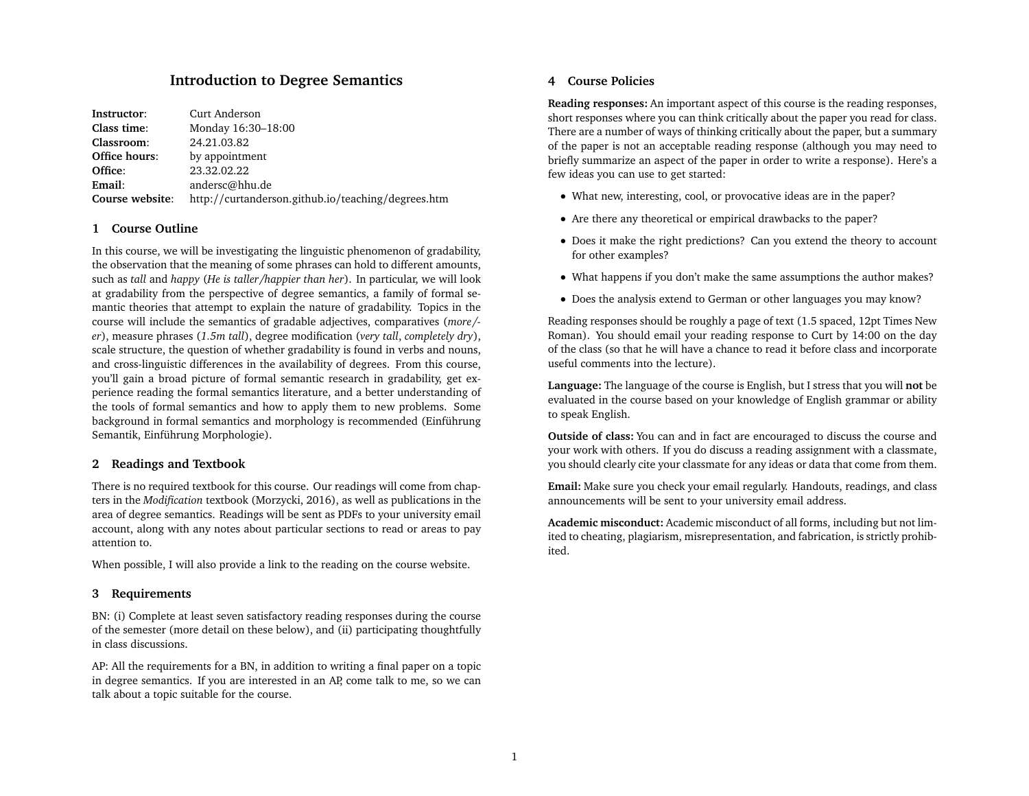# Introduction to Degree Semantics

| | |
|---|---|
| **Instructor**: | Curt Anderson |
| **Class time**: | Monday 16:30–18:00 |
| **Classroom**: | 24.21.03.82 |
| **Office hours**: | by appointment |
| **Office**: | 23.32.02.22 |
| **Email**: | andersc@hhu.de |
| **Course website**: | http://curtanderson.github.io/teaching/degrees.htm |

## 1 Course Outline

In this course, we will be investigating the linguistic phenomenon of gradability, the observation that the meaning of some phrases can hold to different amounts, such as *tall* and *happy* (*He is taller/happier than her*). In particular, we will look at gradability from the perspective of degree semantics, a family of formal semantic theories that attempt to explain the nature of gradability. Topics in the course will include the semantics of gradable adjectives, comparatives (*more/-er*), measure phrases (*1.5m tall*), degree modification (*very tall*, *completely dry*), scale structure, the question of whether gradability is found in verbs and nouns, and cross-linguistic differences in the availability of degrees. From this course, you'll gain a broad picture of formal semantic research in gradability, get experience reading the formal semantics literature, and a better understanding of the tools of formal semantics and how to apply them to new problems. Some background in formal semantics and morphology is recommended (Einführung Semantik, Einführung Morphologie).

## 2 Readings and Textbook

There is no required textbook for this course. Our readings will come from chapters in the *Modification* textbook (Morzycki, 2016), as well as publications in the area of degree semantics. Readings will be sent as PDFs to your university email account, along with any notes about particular sections to read or areas to pay attention to.

When possible, I will also provide a link to the reading on the course website.

## 3 Requirements

BN: (i) Complete at least seven satisfactory reading responses during the course of the semester (more detail on these below), and (ii) participating thoughtfully in class discussions.

AP: All the requirements for a BN, in addition to writing a final paper on a topic in degree semantics. If you are interested in an AP, come talk to me, so we can talk about a topic suitable for the course.

## 4 Course Policies

**Reading responses:** An important aspect of this course is the reading responses, short responses where you can think critically about the paper you read for class. There are a number of ways of thinking critically about the paper, but a summary of the paper is not an acceptable reading response (although you may need to briefly summarize an aspect of the paper in order to write a response). Here's a few ideas you can use to get started:

- What new, interesting, cool, or provocative ideas are in the paper?
- Are there any theoretical or empirical drawbacks to the paper?
- Does it make the right predictions? Can you extend the theory to account for other examples?
- What happens if you don't make the same assumptions the author makes?
- Does the analysis extend to German or other languages you may know?

Reading responses should be roughly a page of text (1.5 spaced, 12pt Times New Roman). You should email your reading response to Curt by 14:00 on the day of the class (so that he will have a chance to read it before class and incorporate useful comments into the lecture).

**Language:** The language of the course is English, but I stress that you will **not** be evaluated in the course based on your knowledge of English grammar or ability to speak English.

**Outside of class:** You can and in fact are encouraged to discuss the course and your work with others. If you do discuss a reading assignment with a classmate, you should clearly cite your classmate for any ideas or data that come from them.

**Email:** Make sure you check your email regularly. Handouts, readings, and class announcements will be sent to your university email address.

**Academic misconduct:** Academic misconduct of all forms, including but not limited to cheating, plagiarism, misrepresentation, and fabrication, is strictly prohibited.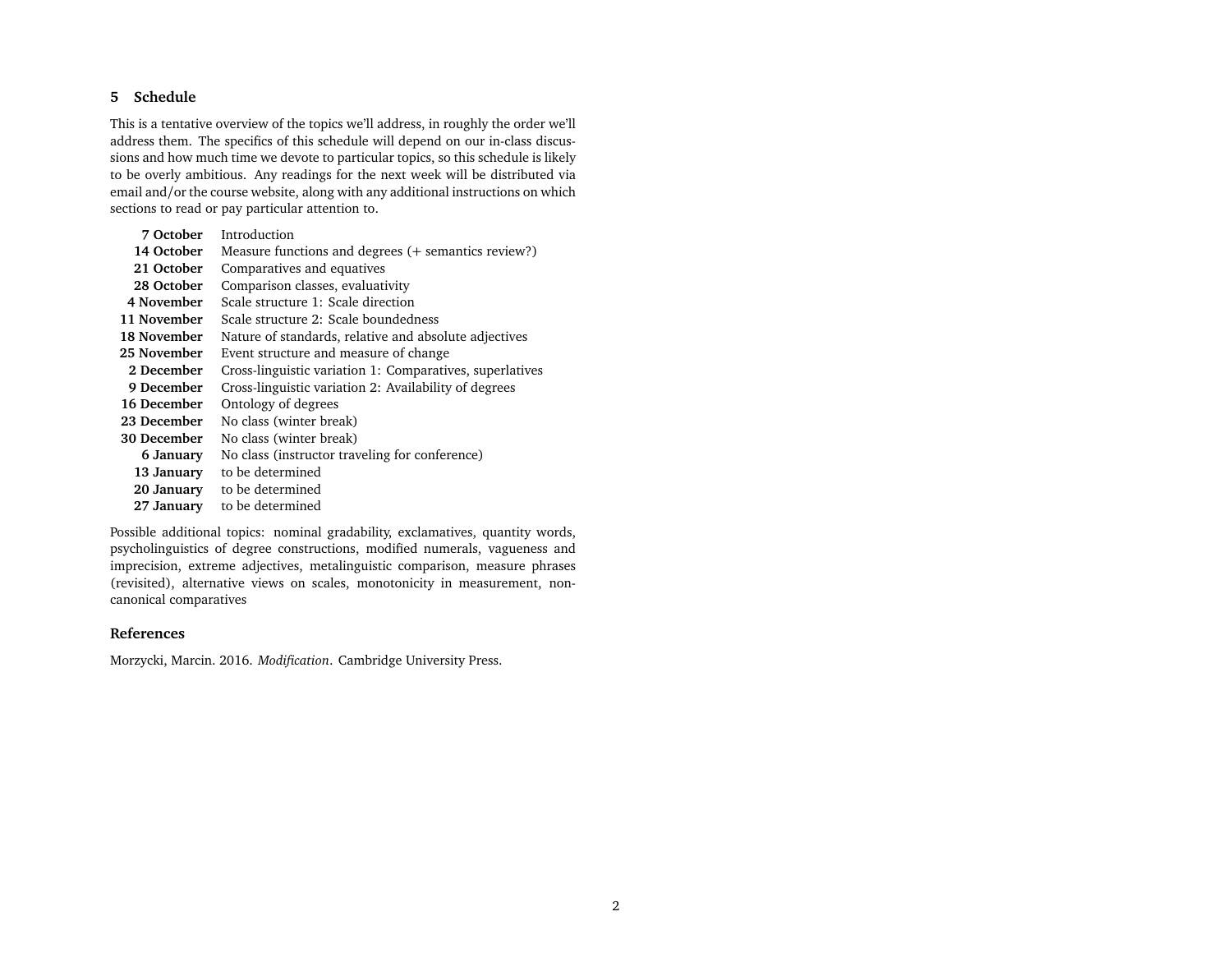## 5 Schedule

This is a tentative overview of the topics we'll address, in roughly the order we'll address them. The specifics of this schedule will depend on our in-class discussions and how much time we devote to particular topics, so this schedule is likely to be overly ambitious. Any readings for the next week will be distributed via email and/or the course website, along with any additional instructions on which sections to read or pay particular attention to.

| | |
|---|---|
| **7 October** | Introduction |
| **14 October** | Measure functions and degrees (+ semantics review?) |
| **21 October** | Comparatives and equatives |
| **28 October** | Comparison classes, evaluativity |
| **4 November** | Scale structure 1: Scale direction |
| **11 November** | Scale structure 2: Scale boundedness |
| **18 November** | Nature of standards, relative and absolute adjectives |
| **25 November** | Event structure and measure of change |
| **2 December** | Cross-linguistic variation 1: Comparatives, superlatives |
| **9 December** | Cross-linguistic variation 2: Availability of degrees |
| **16 December** | Ontology of degrees |
| **23 December** | No class (winter break) |
| **30 December** | No class (winter break) |
| **6 January** | No class (instructor traveling for conference) |
| **13 January** | to be determined |
| **20 January** | to be determined |
| **27 January** | to be determined |

Possible additional topics: nominal gradability, exclamatives, quantity words, psycholinguistics of degree constructions, modified numerals, vagueness and imprecision, extreme adjectives, metalinguistic comparison, measure phrases (revisited), alternative views on scales, monotonicity in measurement, non-canonical comparatives

## References

Morzycki, Marcin. 2016. *Modification*. Cambridge University Press.